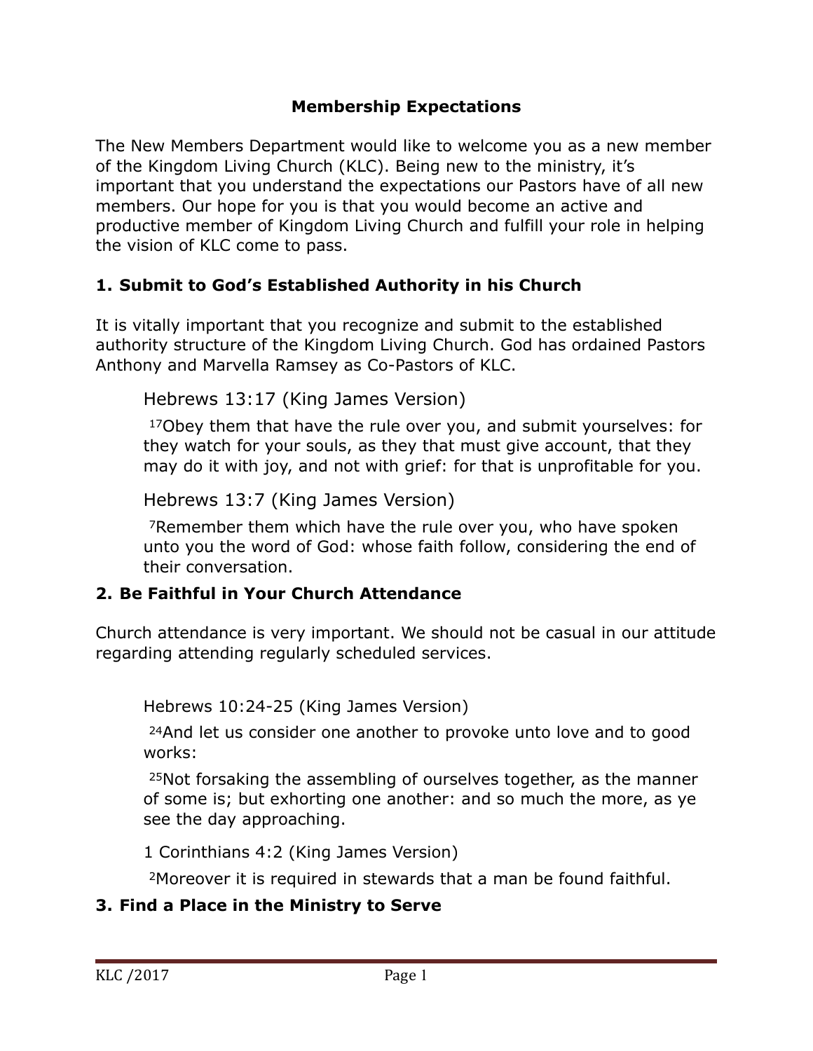# Membership Expectations

The New Members Department would like to welcome you as a new member of the Kingdom Living Church (KLC). Being new to the ministry, it's important that you understand the expectations our Pastors have of all new members. Our hope for you is that you would become an active and productive member of Kingdom Living Church and fulfill your role in helping the vision of KLC come to pass.

## 1. Submit to God's Established Authority in his Church

It is vitally important that you recognize and submit to the established authority structure of the Kingdom Living Church. God has ordained Pastors Anthony and Marvella Ramsey as Co-Pastors of KLC.

> Hebrews 13:17 (King James Version)
>
> 17Obey them that have the rule over you, and submit yourselves: for they watch for your souls, as they that must give account, that they may do it with joy, and not with grief: for that is unprofitable for you.
>
> Hebrews 13:7 (King James Version)
>
> 7Remember them which have the rule over you, who have spoken unto you the word of God: whose faith follow, considering the end of their conversation.

## 2. Be Faithful in Your Church Attendance

Church attendance is very important. We should not be casual in our attitude regarding attending regularly scheduled services.

> Hebrews 10:24-25 (King James Version)
>
> 24And let us consider one another to provoke unto love and to good works:
>
> 25Not forsaking the assembling of ourselves together, as the manner of some is; but exhorting one another: and so much the more, as ye see the day approaching.
>
> 1 Corinthians 4:2 (King James Version)
>
> 2Moreover it is required in stewards that a man be found faithful.

## 3. Find a Place in the Ministry to Serve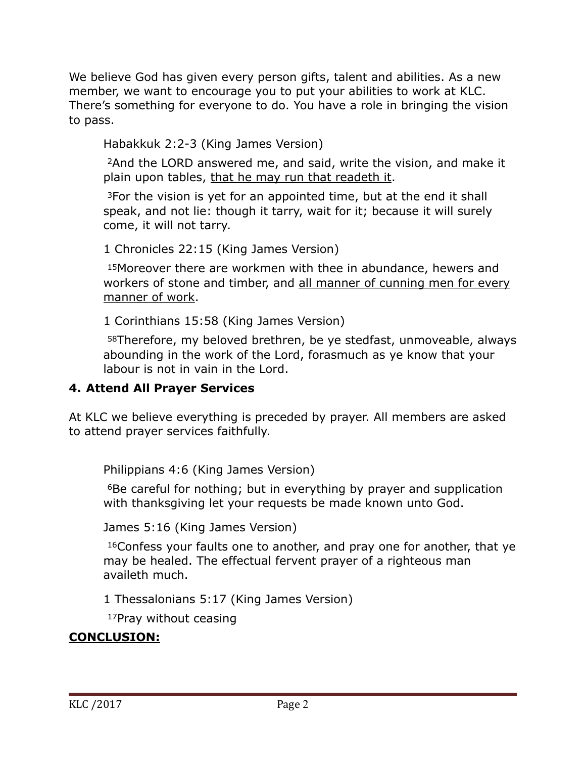We believe God has given every person gifts, talent and abilities. As a new member, we want to encourage you to put your abilities to work at KLC. There's something for everyone to do. You have a role in bringing the vision to pass.

Habakkuk 2:2-3 (King James Version)

[2]And the LORD answered me, and said, write the vision, and make it plain upon tables, <u>that he may run that readeth it</u>.

[3]For the vision is yet for an appointed time, but at the end it shall speak, and not lie: though it tarry, wait for it; because it will surely come, it will not tarry.

1 Chronicles 22:15 (King James Version)

[15]Moreover there are workmen with thee in abundance, hewers and workers of stone and timber, and <u>all manner of cunning men for every manner of work</u>.

1 Corinthians 15:58 (King James Version)

[58]Therefore, my beloved brethren, be ye stedfast, unmoveable, always abounding in the work of the Lord, forasmuch as ye know that your labour is not in vain in the Lord.

### 4. Attend All Prayer Services

At KLC we believe everything is preceded by prayer. All members are asked to attend prayer services faithfully.

Philippians 4:6 (King James Version)

[6]Be careful for nothing; but in everything by prayer and supplication with thanksgiving let your requests be made known unto God.

James 5:16 (King James Version)

[16]Confess your faults one to another, and pray one for another, that ye may be healed. The effectual fervent prayer of a righteous man availeth much.

1 Thessalonians 5:17 (King James Version)

[17]Pray without ceasing

**<u>CONCLUSION:</u>**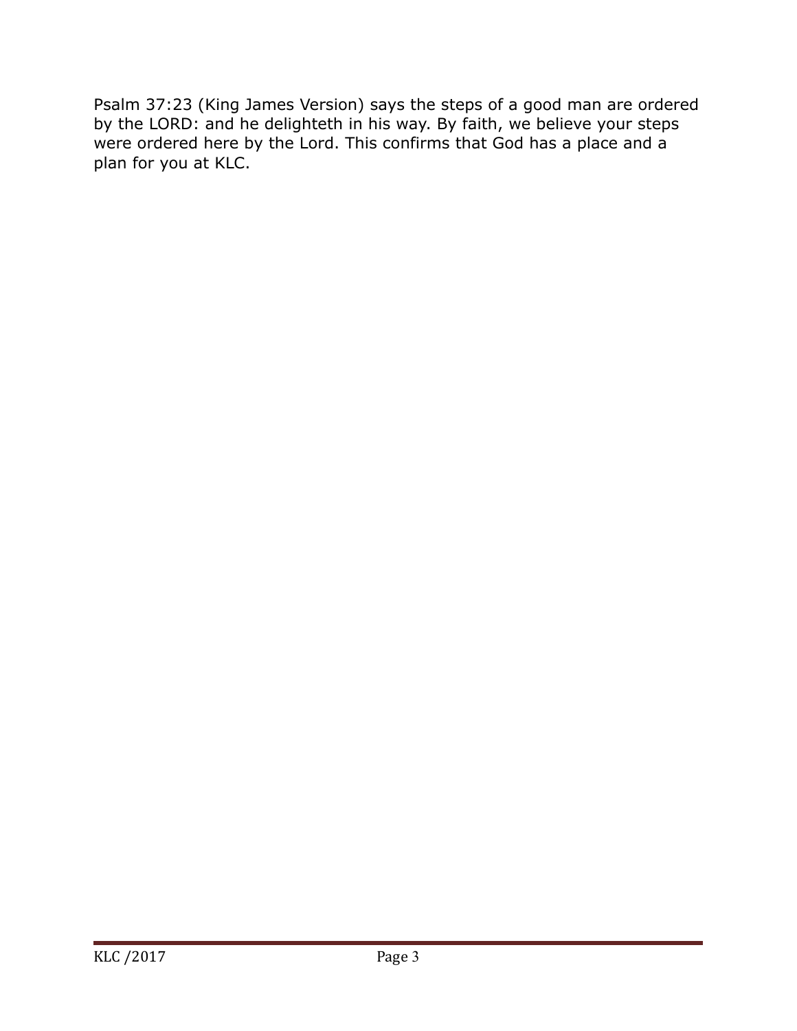Psalm 37:23 (King James Version) says the steps of a good man are ordered by the LORD: and he delighteth in his way. By faith, we believe your steps were ordered here by the Lord. This confirms that God has a place and a plan for you at KLC.